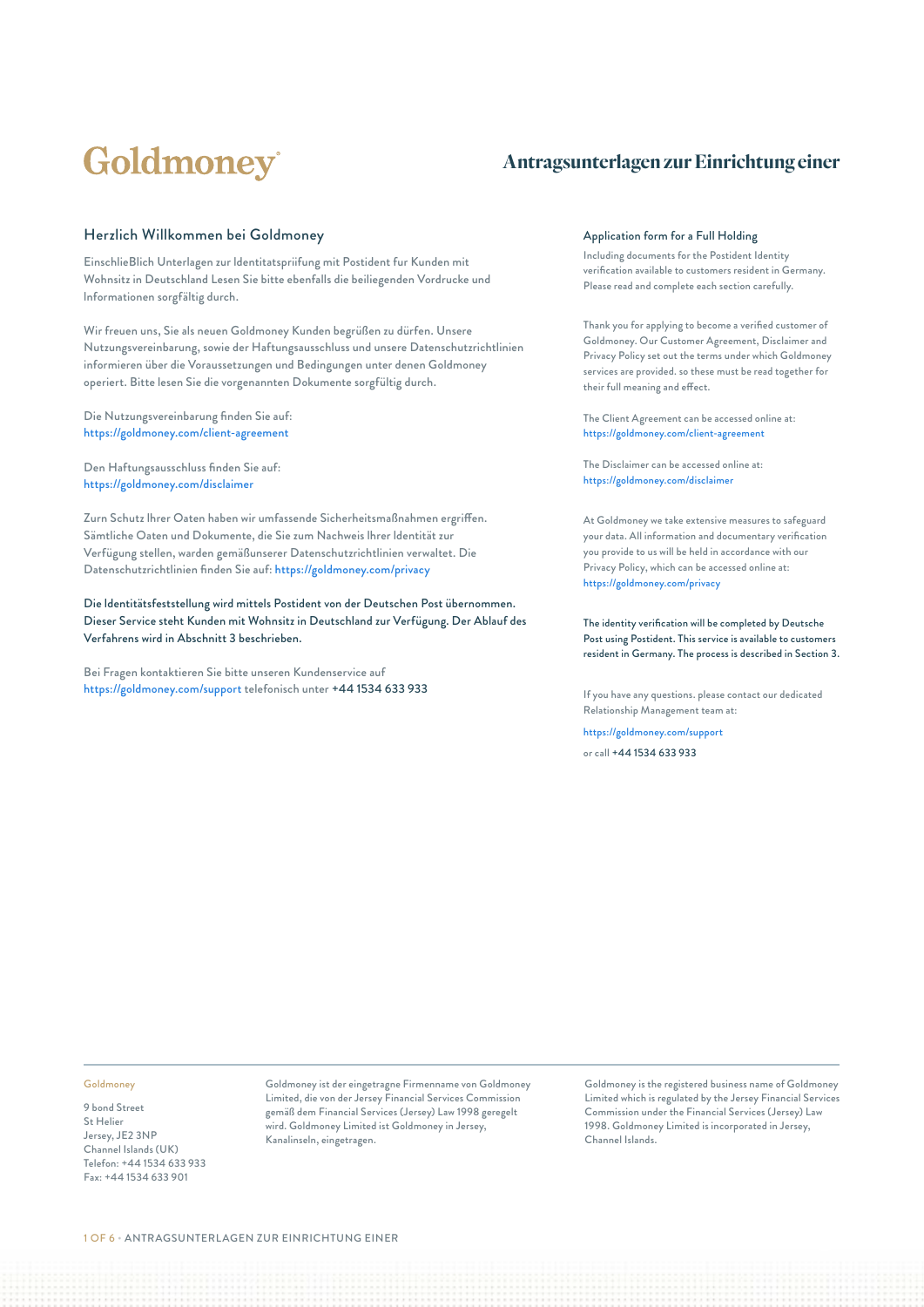# Goldmoney

## Antragsunterlagen zur Einrichtung einer

### Herzlich Willkommen bei Goldmoney

EinschlieBlich Unterlagen zur Identitatspriifung mit Postident fur Kunden mit Wohnsitz in Deutschland Lesen Sie bitte ebenfalls die beiliegenden Vordrucke und Informationen sorgfältig durch.

Wir freuen uns, Sie als neuen Goldmoney Kunden begrüßen zu dürfen. Unsere Nutzungsvereinbarung, sowie der Haftungsausschluss und unsere Datenschutzrichtlinien informieren über die Voraussetzungen und Bedingungen unter denen Goldmoney operiert. Bitte lesen Sie die vorgenannten Dokumente sorgfültig durch.

Die Nutzungsvereinbarung finden Sie auf:
https://goldmoney.com/client-agreement

Den Haftungsausschluss finden Sie auf:
https://goldmoney.com/disclaimer

Zurn Schutz Ihrer Oaten haben wir umfassende Sicherheitsmaßnahmen ergriffen. Sämtliche Oaten und Dokumente, die Sie zum Nachweis Ihrer Identität zur Verfügung stellen, warden gemäßunserer Datenschutzrichtlinien verwaltet. Die Datenschutzrichtlinien finden Sie auf: https://goldmoney.com/privacy

Die ldentitätsfeststellung wird mittels Postident von der Deutschen Post übernommen. Dieser Service steht Kunden mit Wohnsitz in Deutschland zur Verfügung. Der Ablauf des Verfahrens wird in Abschnitt 3 beschrieben.

Bei Fragen kontaktieren Sie bitte unseren Kundenservice auf https://goldmoney.com/support telefonisch unter +44 1534 633 933

### Application form for a Full Holding

Including documents for the Postident Identity verification available to customers resident in Germany. Please read and complete each section carefully.

Thank you for applying to become a verified customer of Goldmoney. Our Customer Agreement, Disclaimer and Privacy Policy set out the terms under which Goldmoney services are provided. so these must be read together for their full meaning and effect.

The Client Agreement can be accessed online at:
https://goldmoney.com/client-agreement

The Disclaimer can be accessed online at:
https://goldmoney.com/disclaimer

At Goldmoney we take extensive measures to safeguard your data. All information and documentary verification you provide to us will be held in accordance with our Privacy Policy, which can be accessed online at:
https://goldmoney.com/privacy

The identity verification will be completed by Deutsche Post using Postident. This service is available to customers resident in Germany. The process is described in Section 3.

If you have any questions. please contact our dedicated Relationship Management team at:

https://goldmoney.com/support

or call +44 1534 633 933

---

Goldmoney

9 bond Street
St Helier
Jersey, JE2 3NP
Channel Islands (UK)
Telefon: +44 1534 633 933
Fax: +44 1534 633 901

Goldmoney ist der eingetragne Firmenname von Goldmoney Limited, die von der Jersey Financial Services Commission gemäß dem Financial Services (Jersey) Law 1998 geregelt wird. Goldmoney Limited ist Goldmoney in Jersey, Kanalinseln, eingetragen.

Goldmoney is the registered business name of Goldmoney Limited which is regulated by the Jersey Financial Services Commission under the Financial Services (Jersey) Law 1998. Goldmoney Limited is incorporated in Jersey, Channel Islands.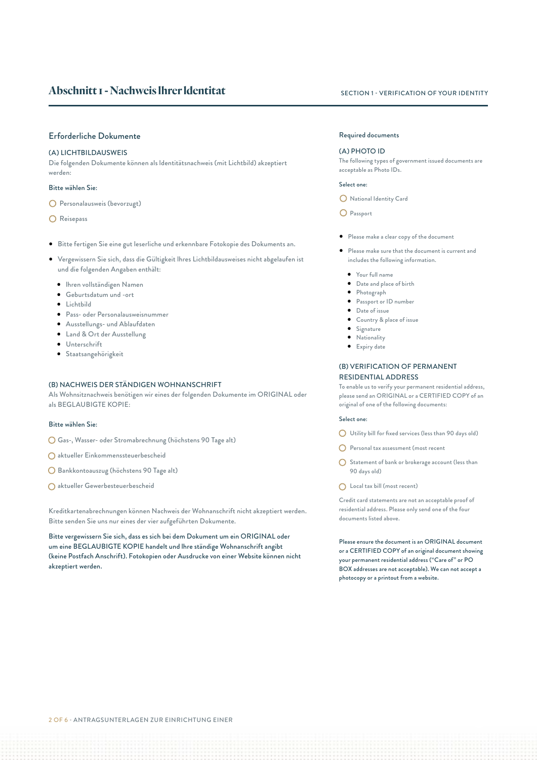# Abschnitt 1 - Nachweis Ihrer Identitat

## Erforderliche Dokumente

### (A) LICHTBILDAUSWEIS

Die folgenden Dokumente können als Identitätsnachweis (mit Lichtbild) akzeptiert werden:

Bitte wählen Sie:

- ◯ Personalausweis (bevorzugt)
- ◯ Reisepass

- Bitte fertigen Sie eine gut leserliche und erkennbare Fotokopie des Dokuments an.
- Vergewissern Sie sich, dass die Gültigkeit Ihres Lichtbildausweises nicht abgelaufen ist und die folgenden Angaben enthält:
  - Ihren vollständigen Namen
  - Geburtsdatum und -ort
  - Lichtbild
  - Pass- oder Personalausweisnummer
  - Ausstellungs- und Ablaufdaten
  - Land & Ort der Ausstellung
  - Unterschrift
  - Staatsangehörigkeit

### (B) NACHWEIS DER STÄNDIGEN WOHNANSCHRIFT

Als Wohnsitznachweis benötigen wir eines der folgenden Dokumente im ORIGINAL oder als BEGLAUBIGTE KOPIE:

Bitte wählen Sie:

- ◯ Gas-, Wasser- oder Stromabrechnung (höchstens 90 Tage alt)
- ◯ aktueller Einkommenssteuerbescheid
- ◯ Bankkontoauszug (höchstens 90 Tage alt)
- ◯ aktueller Gewerbesteuerbescheid

Kreditkartenabrechnungen können Nachweis der Wohnanschrift nicht akzeptiert werden. Bitte senden Sie uns nur eines der vier aufgeführten Dokumente.

Bitte vergewissern Sie sich, dass es sich bei dem Dokument um ein ORIGINAL oder um eine BEGLAUBIGTE KOPIE handelt und Ihre ständige Wohnanschrift angibt (keine Postfach Anschrift). Fotokopien oder Ausdrucke von einer Website können nicht akzeptiert werden.

# SECTION 1 - VERIFICATION OF YOUR IDENTITY

## Required documents

### (A) PHOTO ID

The following types of government issued documents are acceptable as Photo IDs.

Select one:

- ◯ National Identity Card
- ◯ Passport

- Please make a clear copy of the document
- Please make sure that the document is current and includes the following information.
  - Your full name
  - Date and place of birth
  - Photograph
  - Passport or ID number
  - Date of issue
  - Country & place of issue
  - Signature
  - Nationality
  - Expiry date

### (B) VERIFICATION OF PERMANENT RESIDENTIAL ADDRESS

To enable us to verify your permanent residential address, please send an ORIGINAL or a CERTIFIED COPY of an original of one of the following documents:

Select one:

- ◯ Utility bill for fixed services (less than 90 days old)
- ◯ Personal tax assessment (most recent
- ◯ Statement of bank or brokerage account (less than 90 days old)
- ◯ Local tax bill (most recent)

Credit card statements are not an acceptable proof of residential address. Please only send one of the four documents listed above.

Please ensure the document is an ORIGINAL document or a CERTIFIED COPY of an original document showing your permanent residential address ("Care of" or PO BOX addresses are not acceptable). We can not accept a photocopy or a printout from a website.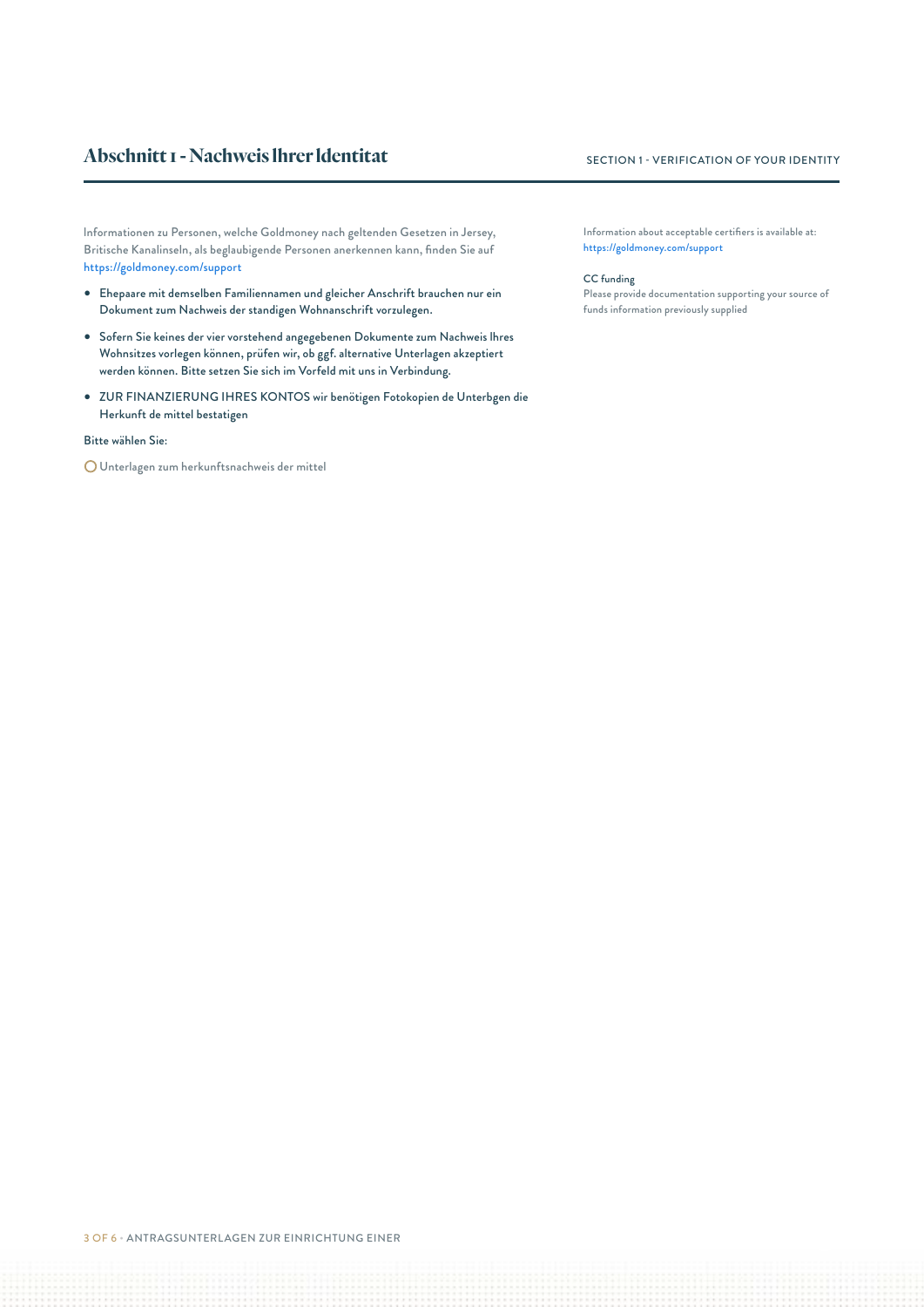## Abschnitt 1 - Nachweis Ihrer Identitat

SECTION 1 - VERIFICATION OF YOUR IDENTITY

Informationen zu Personen, welche Goldmoney nach geltenden Gesetzen in Jersey, Britische Kanalinseln, als beglaubigende Personen anerkennen kann, finden Sie auf https://goldmoney.com/support

- Ehepaare mit demselben Familiennamen und gleicher Anschrift brauchen nur ein Dokument zum Nachweis der standigen Wohnanschrift vorzulegen.
- Sofern Sie keines der vier vorstehend angegebenen Dokumente zum Nachweis Ihres Wohnsitzes vorlegen können, prüfen wir, ob ggf. alternative Unterlagen akzeptiert werden können. Bitte setzen Sie sich im Vorfeld mit uns in Verbindung.
- ZUR FINANZIERUNG IHRES KONTOS wir benötigen Fotokopien de Unterbgen die Herkunft de mittel bestatigen

Bitte wählen Sie:

○ Unterlagen zum herkunftsnachweis der mittel

Information about acceptable certifiers is available at: https://goldmoney.com/support

CC funding

Please provide documentation supporting your source of funds information previously supplied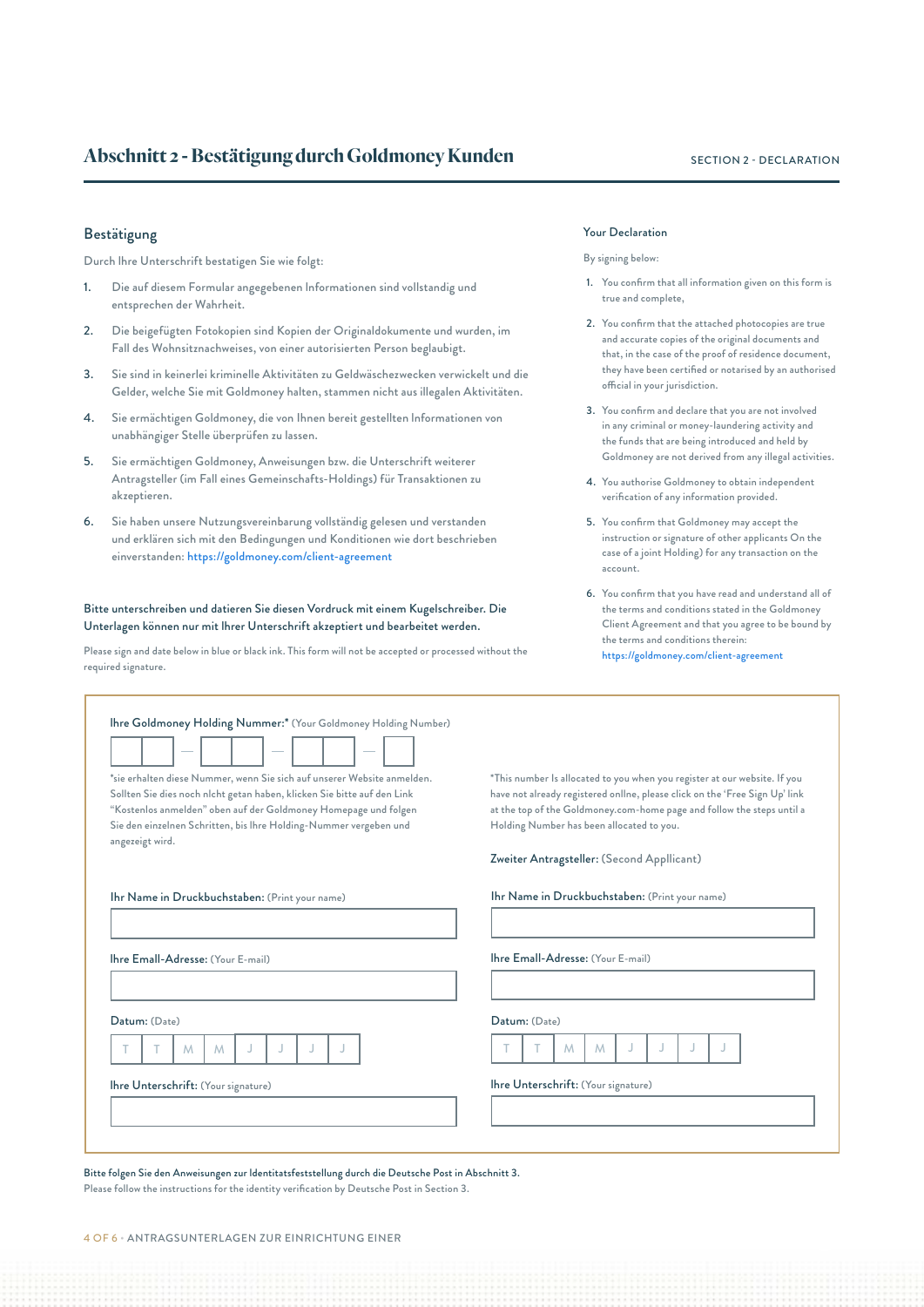## Abschnitt 2 - Bestätigung durch Goldmoney Kunden

SECTION 2 - DECLARATION

### Bestätigung

Durch Ihre Unterschrift bestatigen Sie wie folgt:

1. Die auf diesem Formular angegebenen Informationen sind vollstandig und entsprechen der Wahrheit.
2. Die beigefügten Fotokopien sind Kopien der Originaldokumente und wurden, im Fall des Wohnsitznachweises, von einer autorisierten Person beglaubigt.
3. Sie sind in keinerlei kriminelle Aktivitäten zu Geldwäschezwecken verwickelt und die Gelder, welche Sie mit Goldmoney halten, stammen nicht aus illegalen Aktivitäten.
4. Sie ermächtigen Goldmoney, die von Ihnen bereit gestellten Informationen von unabhängiger Stelle überprüfen zu lassen.
5. Sie ermächtigen Goldmoney, Anweisungen bzw. die Unterschrift weiterer Antragsteller (im Fall eines Gemeinschafts-Holdings) für Transaktionen zu akzeptieren.
6. Sie haben unsere Nutzungsvereinbarung vollständig gelesen und verstanden und erklären sich mit den Bedingungen und Konditionen wie dort beschrieben einverstanden: https://goldmoney.com/client-agreement

**Bitte unterschreiben und datieren Sie diesen Vordruck mit einem Kugelschreiber. Die Unterlagen können nur mit Ihrer Unterschrift akzeptiert und bearbeitet werden.**

Please sign and date below in blue or black ink. This form will not be accepted or processed without the required signature.

### Your Declaration

By signing below:

1. You confirm that all information given on this form is true and complete,
2. You confirm that the attached photocopies are true and accurate copies of the original documents and that, in the case of the proof of residence document, they have been certified or notarised by an authorised official in your jurisdiction.
3. You confirm and declare that you are not involved in any criminal or money-laundering activity and the funds that are being introduced and held by Goldmoney are not derived from any illegal activities.
4. You authorise Goldmoney to obtain independent verification of any information provided.
5. You confirm that Goldmoney may accept the instruction or signature of other applicants On the case of a joint Holding) for any transaction on the account.
6. You confirm that you have read and understand all of the terms and conditions stated in the Goldmoney Client Agreement and that you agree to be bound by the terms and conditions therein: https://goldmoney.com/client-agreement

---

**Ihre Goldmoney Holding Nummer:*** (Your Goldmoney Holding Number)

[ ][ ] — [ ][ ] — [ ][ ] — [ ]

*sie erhalten diese Nummer, wenn Sie sich auf unserer Website anmelden. Sollten Sie dies noch nlcht getan haben, klicken Sie bitte auf den Link "Kostenlos anmelden" oben auf der Goldmoney Homepage und folgen Sie den einzelnen Schritten, bis Ihre Holding-Nummer vergeben und angezeigt wird.

*This number Is allocated to you when you register at our website. If you have not already registered onllne, please click on the 'Free Sign Up' link at the top of the Goldmoney.com-home page and follow the steps until a Holding Number has been allocated to you.

**Ihr Name in Druckbuchstaben:** (Print your name)

**Ihre Email-Adresse:** (Your E-mail)

**Datum:** (Date)

T T M M J J J J

**Ihre Unterschrift:** (Your signature)

**Zweiter Antragsteller:** (Second Appllicant)

**Ihr Name in Druckbuchstaben:** (Print your name)

**Ihre Email-Adresse:** (Your E-mail)

**Datum:** (Date)

T T M M J J J J

**Ihre Unterschrift:** (Your signature)

---

Bitte folgen Sie den Anweisungen zur Identitatsfeststellung durch die Deutsche Post in Abschnitt 3.

Please follow the instructions for the identity verification by Deutsche Post in Section 3.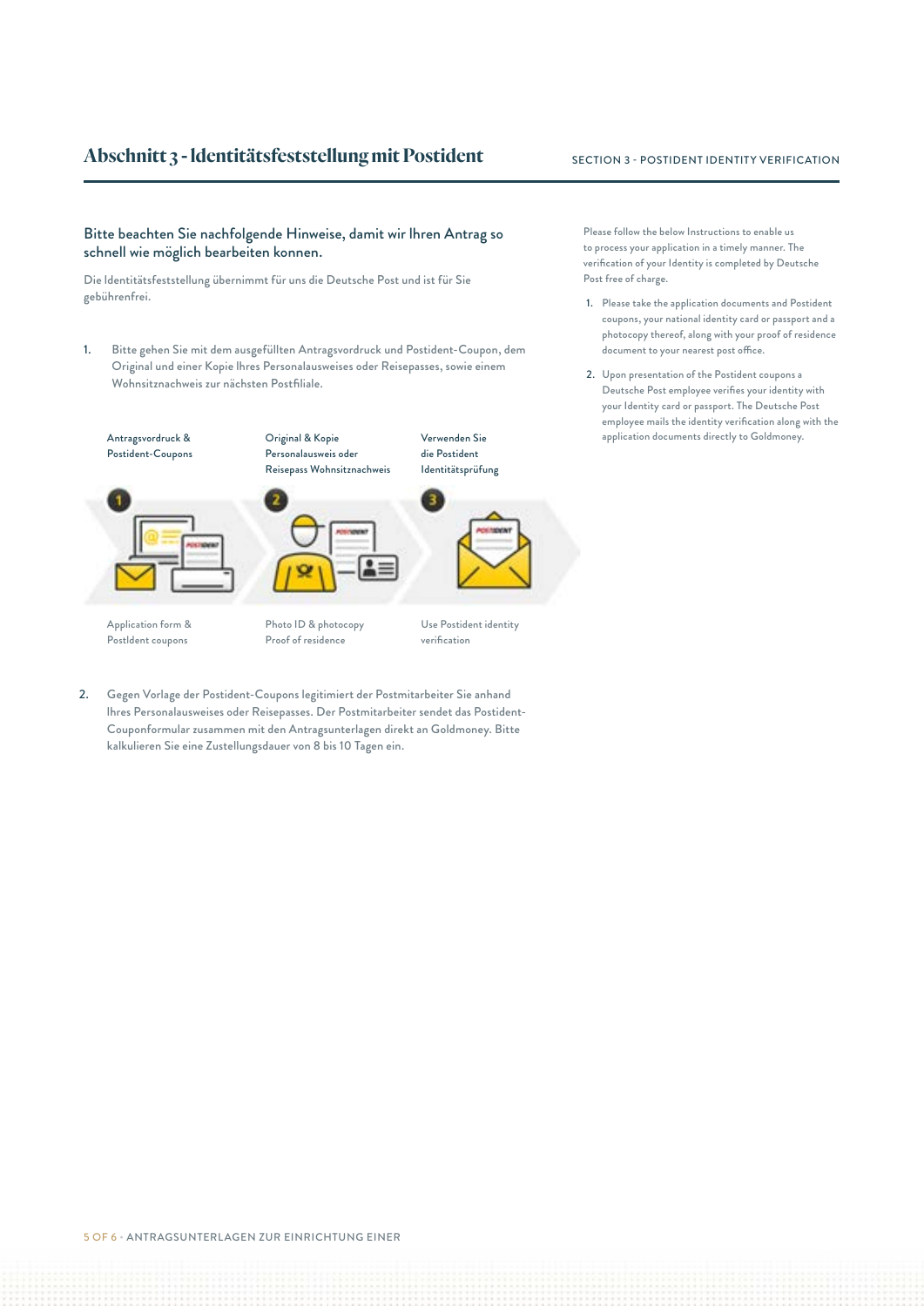## Abschnitt 3 - Identitätsfeststellung mit Postident

SECTION 3 - POSTIDENT IDENTITY VERIFICATION

**Bitte beachten Sie nachfolgende Hinweise, damit wir Ihren Antrag so schnell wie möglich bearbeiten konnen.**

Die Identitätsfeststellung übernimmt für uns die Deutsche Post und ist für Sie gebührenfrei.

1. Bitte gehen Sie mit dem ausgefüllten Antragsvordruck und Postident-Coupon, dem Original und einer Kopie Ihres Personalausweises oder Reisepasses, sowie einem Wohnsitznachweis zur nächsten Postfiliale.

Antragsvordruck & Postident-Coupons

Original & Kopie Personalausweis oder Reisepass Wohnsitznachweis

Verwenden Sie die Postident Identitätsprüfung

Application form & PostIdent coupons

Photo ID & photocopy Proof of residence

Use Postident identity verification

2. Gegen Vorlage der Postident-Coupons legitimiert der Postmitarbeiter Sie anhand Ihres Personalausweises oder Reisepasses. Der Postmitarbeiter sendet das Postident-Couponformular zusammen mit den Antragsunterlagen direkt an Goldmoney. Bitte kalkulieren Sie eine Zustellungsdauer von 8 bis 10 Tagen ein.

Please follow the below Instructions to enable us to process your application in a timely manner. The verification of your Identity is completed by Deutsche Post free of charge.

1. Please take the application documents and Postident coupons, your national identity card or passport and a photocopy thereof, along with your proof of residence document to your nearest post office.
2. Upon presentation of the Postident coupons a Deutsche Post employee verifies your identity with your Identity card or passport. The Deutsche Post employee mails the identity verification along with the application documents directly to Goldmoney.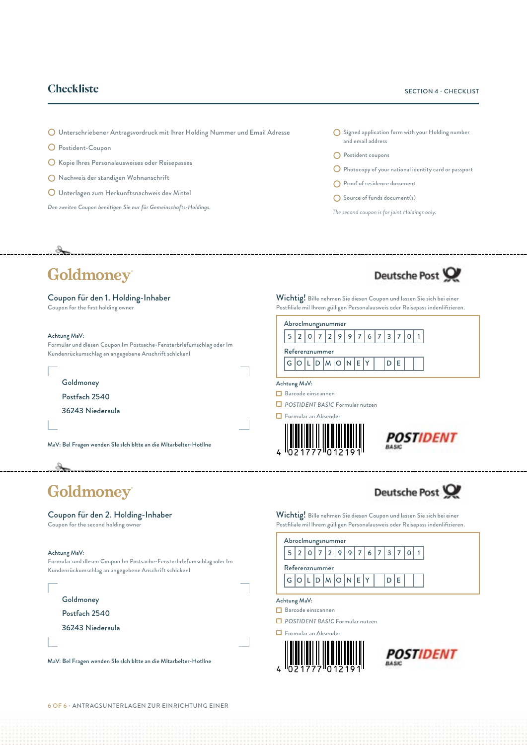## Checkliste

SECTION 4 - CHECKLIST

- ○ Unterschriebener Antragsvordruck mit Ihrer Holding Nummer und Email Adresse
- ○ Postident-Coupon
- ○ Kopie Ihres Personalausweises oder Reisepasses
- ○ Nachweis der standigen Wohnanschrift
- ○ Unterlagen zum Herkunftsnachweis dev Mittel

*Den zweiten Coupon benötigen Sie nur für Gemeinschafts-Holdings.*

- ○ Signed application form with your Holding number and email address
- ○ Postident coupons
- ○ Photocopy of your national identity card or passport
- ○ Proof of residence document
- ○ Source of funds document(s)

*The second coupon is for joint Holdings only.*

---

## Goldmoney

Deutsche Post

### Coupon für den 1. Holding-Inhaber

Coupon for the first holding owner

**Achtung MaV:**
Formular und dlesen Coupon Im Postsache-Fensterbrlefumschlag oder Im Kundenrückumschlag an angegebene Anschrift schlckenl

Goldmoney
Postfach 2540
36243 Niederaula

MaV: Bel Fragen wenden Sle slch bltte an die MItarbelter-Hotllne

**Wichtig!** Bille nehmen Sie diesen Coupon und lassen Sie sich bei einer Postfiliale mil Ihrem gülligen Personalausweis oder Reisepass indenlifizieren.

Abroclmungsnummer

| | | | | | | | | | | | | | |
|---|---|---|---|---|---|---|---|---|---|---|---|---|---|
| 5 | 2 | 0 | 7 | 2 | 9 | 9 | 7 | 6 | 7 | 3 | 7 | 0 | 1 |

Referenznummer

| | | | | | | | | | | | | | |
|---|---|---|---|---|---|---|---|---|---|---|---|---|---|
| G | O | L | D | M | O | N | E | Y | | D | E | | |

Achtung MaV:

- ☐ Barcode einscannen
- ☐ *POSTIDENT BASIC* Formular nutzen
- ☐ Formular an Absender

4 021777 012191

POSTIDENT BASIC

---

## Goldmoney

Deutsche Post

### Coupon für den 2. Holding-Inhaber

Coupon for the second holding owner

**Achtung MaV:**
Formular und dlesen Coupon Im Postsache-Fensterbrlefumschlag oder Im Kundenrückumschlag an angegebene Anschrift schlckenl

Goldmoney
Postfach 2540
36243 Niederaula

MaV: Bel Fragen wenden Sle slch bltte an die MItarbelter-Hotllne

**Wichtig!** Bille nehmen Sie diesen Coupon und lassen Sie sich bei einer Postfiliale mil Ihrem gülligen Personalausweis oder Reisepass indenlifizieren.

Abroclmungsnummer

| | | | | | | | | | | | | | |
|---|---|---|---|---|---|---|---|---|---|---|---|---|---|
| 5 | 2 | 0 | 7 | 2 | 9 | 9 | 7 | 6 | 7 | 3 | 7 | 0 | 1 |

Referenznummer

| | | | | | | | | | | | | | |
|---|---|---|---|---|---|---|---|---|---|---|---|---|---|
| G | O | L | D | M | O | N | E | Y | | D | E | | |

Achtung MaV:

- ☐ Barcode einscannen
- ☐ *POSTIDENT BASIC* Formular nutzen
- ☐ Formular an Absender

4 021777 012191

POSTIDENT BASIC